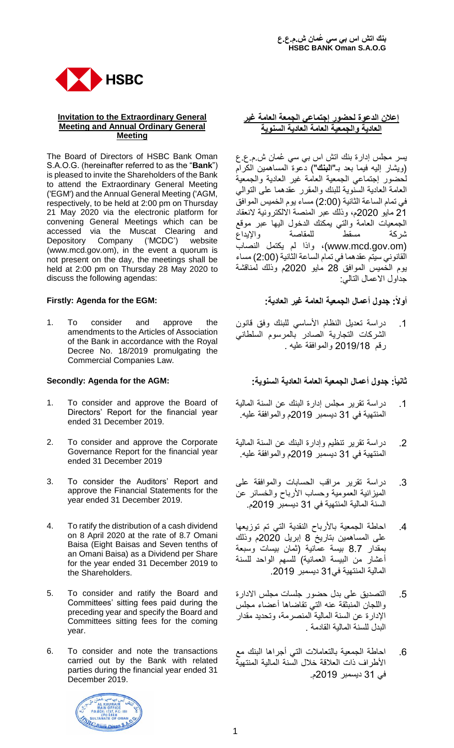بنك اتش اس بي سي عُمان ش.م.ع.ع
HSBC BANK Oman S.A.O.G

HSBC

## Invitation to the Extraordinary General Meeting and Annual Ordinary General Meeting

The Board of Directors of HSBC Bank Oman S.A.O.G. (hereinafter referred to as the "**Bank**") is pleased to invite the Shareholders of the Bank to attend the Extraordinary General Meeting ('EGM') and the Annual General Meeting ('AGM, respectively, to be held at 2:00 pm on Thursday 21 May 2020 via the electronic platform for convening General Meetings which can be accessed via the Muscat Clearing and Depository Company ('MCDC') website (www.mcd.gov.om), in the event a quorum is not present on the day, the meetings shall be held at 2:00 pm on Thursday 28 May 2020 to discuss the following agendas:

### Firstly: Agenda for the EGM:

1. To consider and approve the amendments to the Articles of Association of the Bank in accordance with the Royal Decree No. 18/2019 promulgating the Commercial Companies Law.

### Secondly: Agenda for the AGM:

1. To consider and approve the Board of Directors' Report for the financial year ended 31 December 2019.
2. To consider and approve the Corporate Governance Report for the financial year ended 31 December 2019
3. To consider the Auditors' Report and approve the Financial Statements for the year ended 31 December 2019.
4. To ratify the distribution of a cash dividend on 8 April 2020 at the rate of 8.7 Omani Baisa (Eight Baisas and Seven tenths of an Omani Baisa) as a Dividend per Share for the year ended 31 December 2019 to the Shareholders.
5. To consider and ratify the Board and Committees' sitting fees paid during the preceding year and specify the Board and Committees sitting fees for the coming year.
6. To consider and note the transactions carried out by the Bank with related parties during the financial year ended 31 December 2019.

## إعلان الدعوة لحضور إجتماعي الجمعية العامة غير العادية والجمعية العامة العادية السنوية

يسر مجلس إدارة بنك اتش اس بي سي عُمان ش.م.ع.ع (ويشار إليه فيما بعد بـ**"البنك"**) دعوة المساهمين الكرام لحضور إجتماعي الجمعية العامة غير العادية والجمعية العامة العادية السنوية للبنك والمقرر عقدهما على التوالي في تمام الساعة الثانية (2:00) مساء يوم الخميس الموافق 21 مايو 2020م، وذلك عبر المنصة الالكترونية لانعقاد الجمعيات العامة والتي يمكنك الدخول اليها عبر موقع شركة مسقط للمقاصة والإيداع (www.mcd.gov.om)، واذا لم يكتمل النصاب القانوني سيتم عقدهما في تمام الساعة الثانية (2:00) مساء يوم الخميس الموافق 28 مايو 2020م وذلك لمناقشة جداول الاعمال التالي:

### أولاً: جدول أعمال الجمعية العامة غير العادية:

1. دراسة تعديل النظام الأساسي للبنك وفق قانون الشركات التجارية الصادر بالمرسوم السلطاني رقم 2019/18 والموافقة عليه .

### ثانياً: جدول أعمال الجمعية العامة العادية السنوية:

1. دراسة تقرير مجلس إدارة البنك عن السنة المالية المنتهية في 31 ديسمبر 2019م والموافقة عليه.
2. دراسة تقرير تنظيم وإدارة البنك عن السنة المالية المنتهية في 31 ديسمبر 2019م والموافقة عليه.
3. دراسة تقرير مراقب الحسابات والموافقة على الميزانية العمومية وحساب الأرباح والخسائر عن السنة المالية المنتهية في 31 ديسمبر 2019م.
4. احاطة الجمعية بالأرباح النقدية التي تم توزيعها على المساهمين بتاريخ 8 إبريل 2020م وذلك بمقدار 8.7 بيسة عمانية (ثمان بيسات وسبعة أعشار من البيسة العمانية) للسهم الواحد للسنة المالية المنتهية في31 ديسمبر 2019.
5. التصديق على بدل حضور جلسات مجلس الادارة واللجان المنبثقة عنه التي تقاضاها أعضاء مجلس الإدارة عن السنة المالية المنصرمة، وتحديد مقدار البدل للسنة المالية القادمة .
6. احاطة الجمعية بالتعاملات التي أجراها البنك مع الأطراف ذات العلاقة خلال السنة المالية المنتهية في 31 ديسمبر 2019م.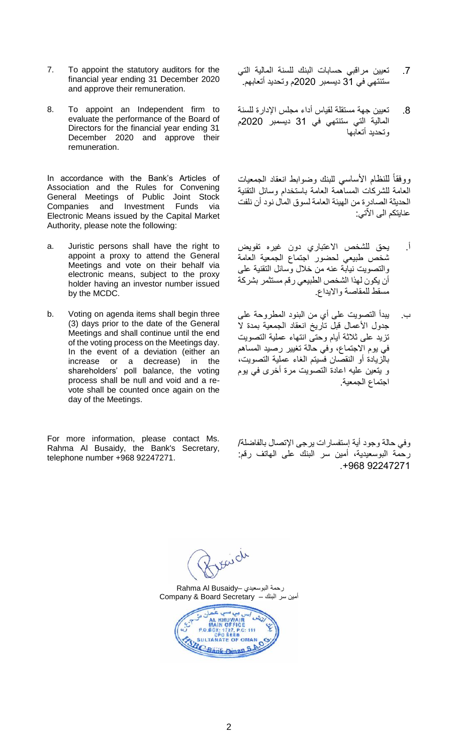7. To appoint the statutory auditors for the financial year ending 31 December 2020 and approve their remuneration.

8. To appoint an Independent firm to evaluate the performance of the Board of Directors for the financial year ending 31 December 2020 and approve their remuneration.

7. تعيين مراقبي حسابات البنك للسنة المالية التي ستنتهي في 31 ديسمبر 2020م وتحديد أتعابهم.

8. تعيين جهة مستقلة لقياس أداء مجلس الإدارة للسنة المالية التي ستنتهي في 31 ديسمبر 2020م وتحديد أتعابها

In accordance with the Bank's Articles of Association and the Rules for Convening General Meetings of Public Joint Stock Companies and Investment Funds via Electronic Means issued by the Capital Market Authority, please note the following:

a. Juristic persons shall have the right to appoint a proxy to attend the General Meetings and vote on their behalf via electronic means, subject to the proxy holder having an investor number issued by the MCDC.

b. Voting on agenda items shall begin three (3) days prior to the date of the General Meetings and shall continue until the end of the voting process on the Meetings day. In the event of a deviation (either an increase or a decrease) in the shareholders' poll balance, the voting process shall be null and void and a re-vote shall be counted once again on the day of the Meetings.

وفقاً للنظام الأساسي للبنك وضوابط انعقاد الجمعيات العامة للشركات المساهمة العامة باستخدام وسائل التقنية الحديثة الصادرة من الهيئة العامة لسوق المال نود أن نلفت عنايتكم الى الآتي:

أ. يحق للشخص الاعتباري دون غيره تفويض شخص طبيعي لحضور اجتماع الجمعية العامة والتصويت نيابة عنه من خلال وسائل التقنية على أن يكون لهذا الشخص الطبيعي رقم مستثمر بشركة مسقط للمقاصة والايداع.

ب. يبدأ التصويت على أي من البنود المطروحة على جدول الأعمال قبل تاريخ انعقاد الجمعية بمدة لا تزيد على ثلاثة أيام وحتى انتهاء عملية التصويت في يوم الاجتماع، وفي حالة تغيير رصيد المساهم بالزيادة أو النقصان فسيتم الغاء عملية التصويت، و يتعين عليه اعادة التصويت مرة أخرى في يوم اجتماع الجمعية.

For more information, please contact Ms. Rahma Al Busaidy, the Bank's Secretary, telephone number +968 92247271.

وفي حالة وجود أية إستفسارات يرجى الإتصال بالفاضلة/ رحمة البوسعيدية، أمين سر البنك على الهاتف رقم: +968 92247271.

Rahma Al Busaidy– رحمة البوسعيدي

Company & Board Secretary – أمين سر البنك

HSBC Bank Oman S.A.O.G – AL KHUWAIR MAIN OFFICE – P.O.BOX: 1727, P.C: 111 – CPO SEEB – SULTANATE OF OMAN